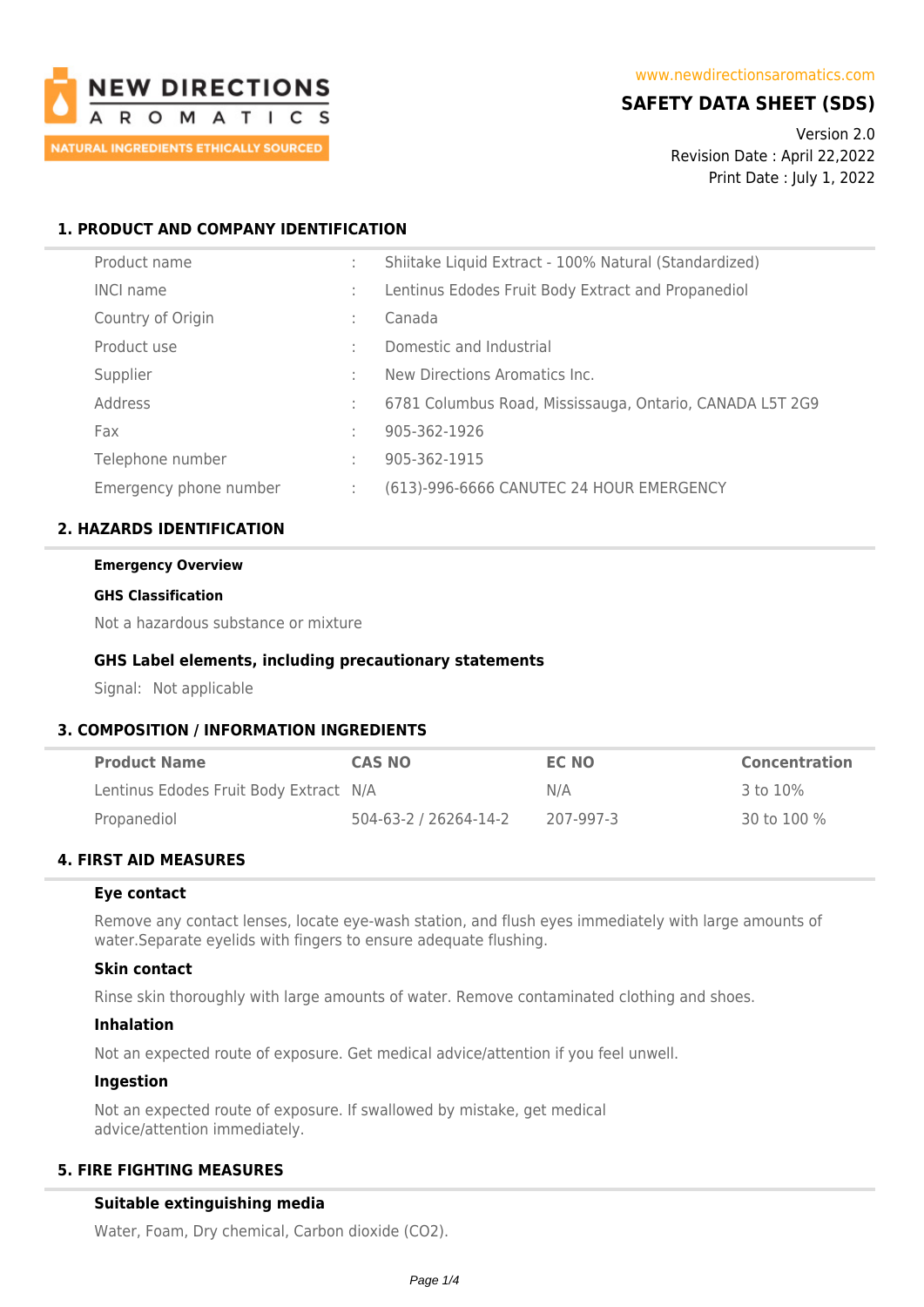**NEW DIRECTIONS AROMATICS**

NATURAL INGREDIENTS ETHICALLY SOURCED

www.newdirectionsaromatics.com

# SAFETY DATA SHEET (SDS)

Version 2.0
Revision Date : April 22,2022
Print Date : July 1, 2022

## 1. PRODUCT AND COMPANY IDENTIFICATION

| | | |
|---|---|---|
| Product name | : | Shiitake Liquid Extract - 100% Natural (Standardized) |
| INCI name | : | Lentinus Edodes Fruit Body Extract and Propanediol |
| Country of Origin | : | Canada |
| Product use | : | Domestic and Industrial |
| Supplier | : | New Directions Aromatics Inc. |
| Address | : | 6781 Columbus Road, Mississauga, Ontario, CANADA L5T 2G9 |
| Fax | : | 905-362-1926 |
| Telephone number | : | 905-362-1915 |
| Emergency phone number | : | (613)-996-6666 CANUTEC 24 HOUR EMERGENCY |

## 2. HAZARDS IDENTIFICATION

**Emergency Overview**

**GHS Classification**

Not a hazardous substance or mixture

### GHS Label elements, including precautionary statements

Signal: Not applicable

## 3. COMPOSITION / INFORMATION INGREDIENTS

| Product Name | CAS NO | EC NO | Concentration |
|---|---|---|---|
| Lentinus Edodes Fruit Body Extract | N/A | N/A | 3 to 10% |
| Propanediol | 504-63-2 / 26264-14-2 | 207-997-3 | 30 to 100 % |

## 4. FIRST AID MEASURES

### Eye contact

Remove any contact lenses, locate eye-wash station, and flush eyes immediately with large amounts of water.Separate eyelids with fingers to ensure adequate flushing.

### Skin contact

Rinse skin thoroughly with large amounts of water. Remove contaminated clothing and shoes.

### Inhalation

Not an expected route of exposure. Get medical advice/attention if you feel unwell.

### Ingestion

Not an expected route of exposure. If swallowed by mistake, get medical advice/attention immediately.

## 5. FIRE FIGHTING MEASURES

### Suitable extinguishing media

Water, Foam, Dry chemical, Carbon dioxide ($CO_2$).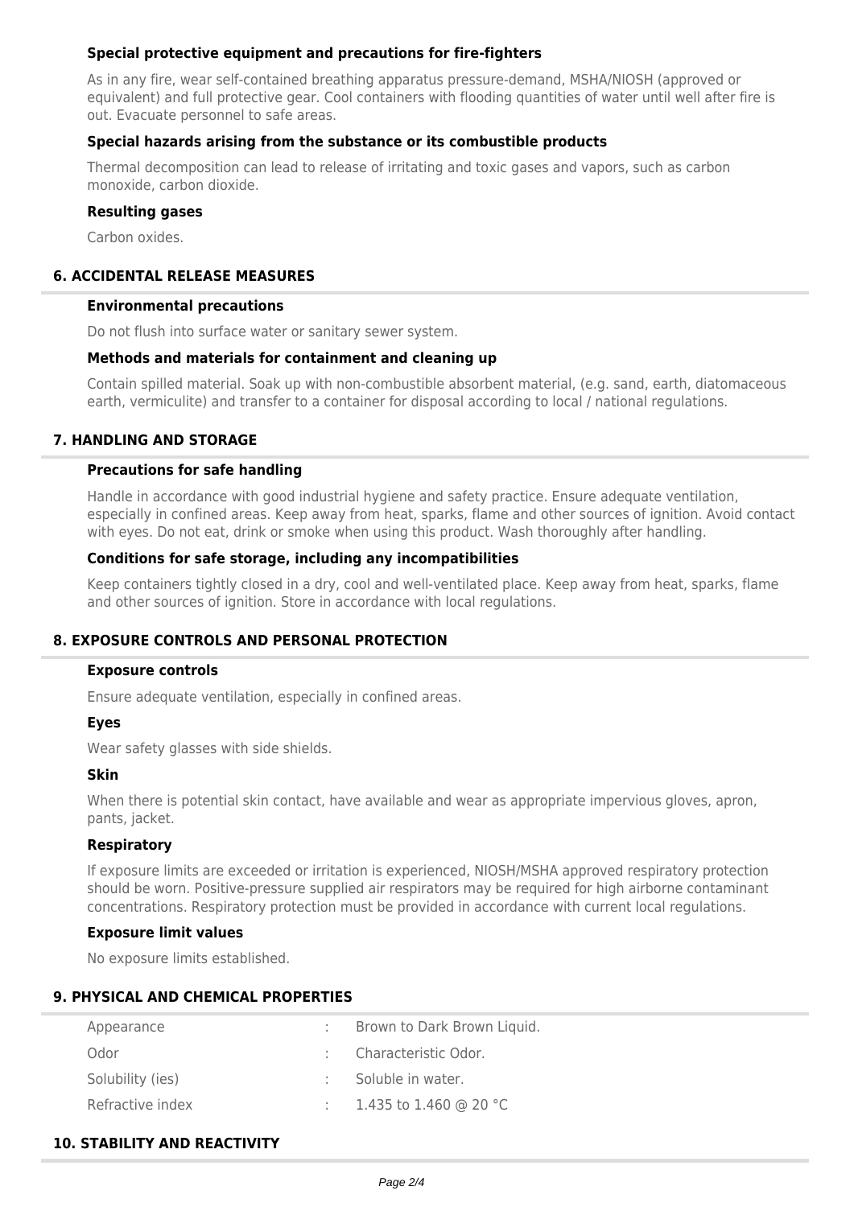### Special protective equipment and precautions for fire-fighters

As in any fire, wear self-contained breathing apparatus pressure-demand, MSHA/NIOSH (approved or equivalent) and full protective gear. Cool containers with flooding quantities of water until well after fire is out. Evacuate personnel to safe areas.

### Special hazards arising from the substance or its combustible products

Thermal decomposition can lead to release of irritating and toxic gases and vapors, such as carbon monoxide, carbon dioxide.

### Resulting gases

Carbon oxides.

## 6. ACCIDENTAL RELEASE MEASURES

### Environmental precautions

Do not flush into surface water or sanitary sewer system.

### Methods and materials for containment and cleaning up

Contain spilled material. Soak up with non-combustible absorbent material, (e.g. sand, earth, diatomaceous earth, vermiculite) and transfer to a container for disposal according to local / national regulations.

## 7. HANDLING AND STORAGE

### Precautions for safe handling

Handle in accordance with good industrial hygiene and safety practice. Ensure adequate ventilation, especially in confined areas. Keep away from heat, sparks, flame and other sources of ignition. Avoid contact with eyes. Do not eat, drink or smoke when using this product. Wash thoroughly after handling.

### Conditions for safe storage, including any incompatibilities

Keep containers tightly closed in a dry, cool and well-ventilated place. Keep away from heat, sparks, flame and other sources of ignition. Store in accordance with local regulations.

## 8. EXPOSURE CONTROLS AND PERSONAL PROTECTION

### Exposure controls

Ensure adequate ventilation, especially in confined areas.

### Eyes

Wear safety glasses with side shields.

### Skin

When there is potential skin contact, have available and wear as appropriate impervious gloves, apron, pants, jacket.

### Respiratory

If exposure limits are exceeded or irritation is experienced, NIOSH/MSHA approved respiratory protection should be worn. Positive-pressure supplied air respirators may be required for high airborne contaminant concentrations. Respiratory protection must be provided in accordance with current local regulations.

### Exposure limit values

No exposure limits established.

## 9. PHYSICAL AND CHEMICAL PROPERTIES

| Property | | Value |
|---|---|---|
| Appearance | : | Brown to Dark Brown Liquid. |
| Odor | : | Characteristic Odor. |
| Solubility (ies) | : | Soluble in water. |
| Refractive index | : | 1.435 to 1.460 @ 20 °C |

## 10. STABILITY AND REACTIVITY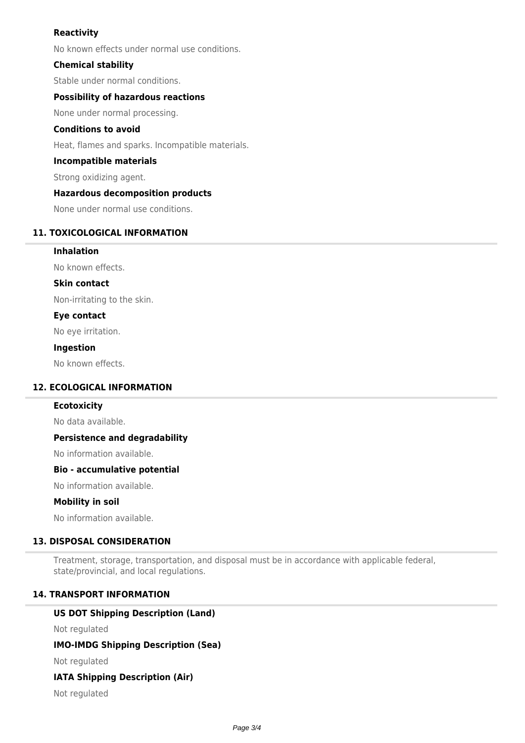### Reactivity

No known effects under normal use conditions.

### Chemical stability

Stable under normal conditions.

### Possibility of hazardous reactions

None under normal processing.

### Conditions to avoid

Heat, flames and sparks. Incompatible materials.

### Incompatible materials

Strong oxidizing agent.

### Hazardous decomposition products

None under normal use conditions.

## 11. TOXICOLOGICAL INFORMATION

### Inhalation

No known effects.

### Skin contact

Non-irritating to the skin.

### Eye contact

No eye irritation.

### Ingestion

No known effects.

## 12. ECOLOGICAL INFORMATION

### Ecotoxicity

No data available.

### Persistence and degradability

No information available.

### Bio - accumulative potential

No information available.

### Mobility in soil

No information available.

## 13. DISPOSAL CONSIDERATION

Treatment, storage, transportation, and disposal must be in accordance with applicable federal, state/provincial, and local regulations.

## 14. TRANSPORT INFORMATION

### US DOT Shipping Description (Land)

Not regulated

### IMO-IMDG Shipping Description (Sea)

Not regulated

### IATA Shipping Description (Air)

Not regulated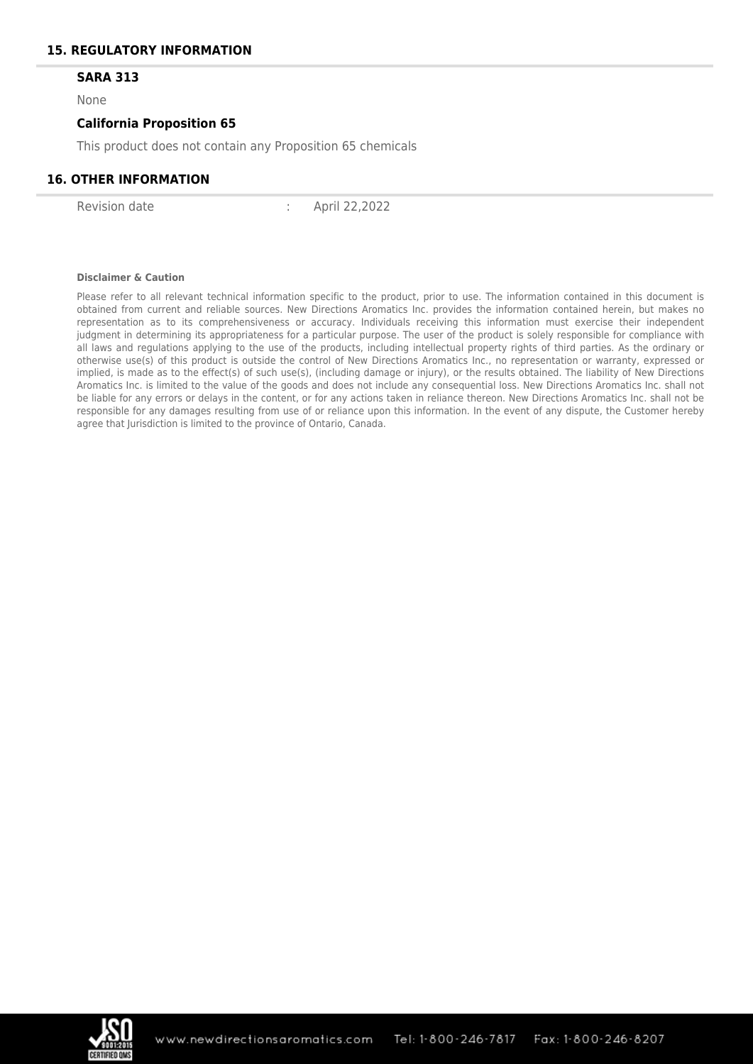## 15. REGULATORY INFORMATION

### SARA 313

None

### California Proposition 65

This product does not contain any Proposition 65 chemicals

## 16. OTHER INFORMATION

Revision date : April 22,2022

**Disclaimer & Caution**

Please refer to all relevant technical information specific to the product, prior to use. The information contained in this document is obtained from current and reliable sources. New Directions Aromatics Inc. provides the information contained herein, but makes no representation as to its comprehensiveness or accuracy. Individuals receiving this information must exercise their independent judgment in determining its appropriateness for a particular purpose. The user of the product is solely responsible for compliance with all laws and regulations applying to the use of the products, including intellectual property rights of third parties. As the ordinary or otherwise use(s) of this product is outside the control of New Directions Aromatics Inc., no representation or warranty, expressed or implied, is made as to the effect(s) of such use(s), (including damage or injury), or the results obtained. The liability of New Directions Aromatics Inc. is limited to the value of the goods and does not include any consequential loss. New Directions Aromatics Inc. shall not be liable for any errors or delays in the content, or for any actions taken in reliance thereon. New Directions Aromatics Inc. shall not be responsible for any damages resulting from use of or reliance upon this information. In the event of any dispute, the Customer hereby agree that Jurisdiction is limited to the province of Ontario, Canada.